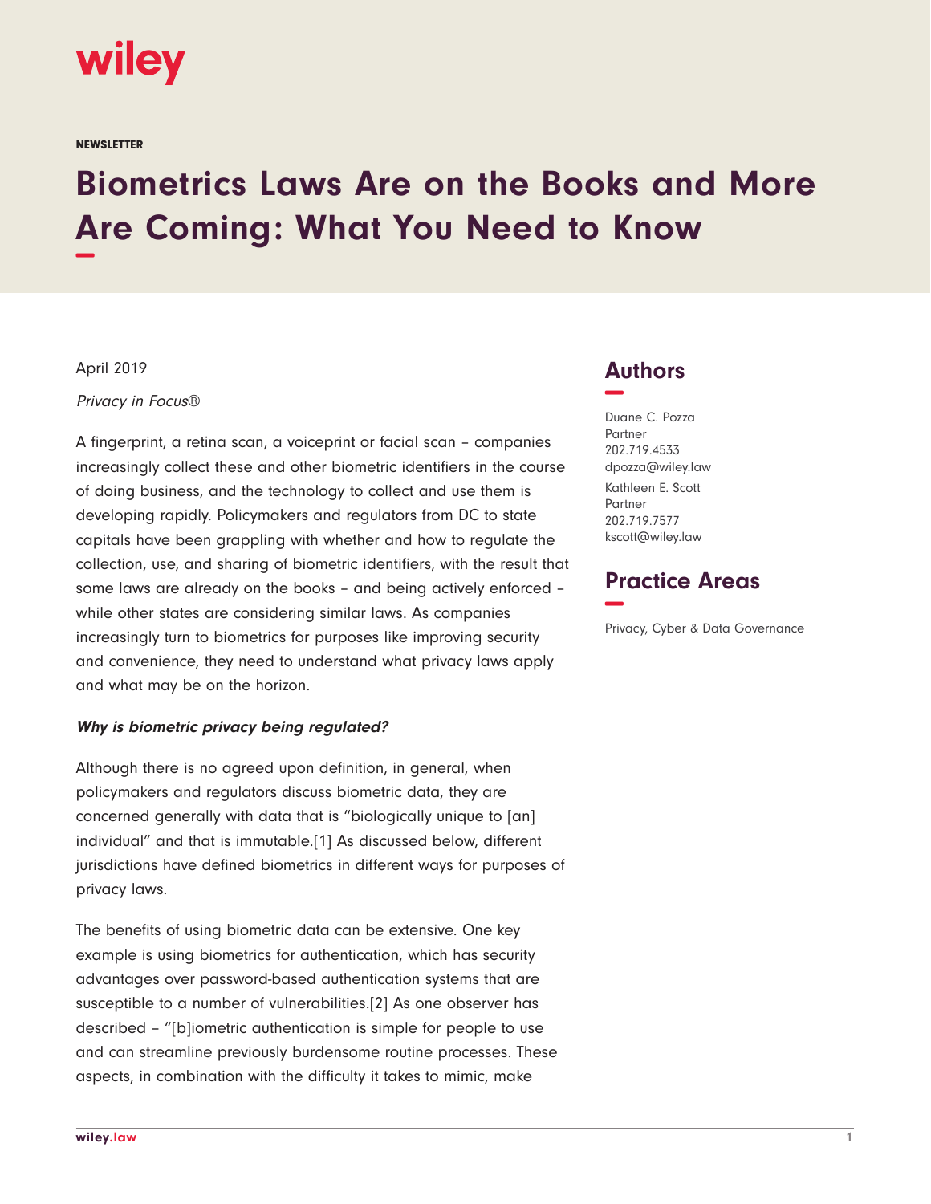wiley

NEWSLETTER

# Biometrics Laws Are on the Books and More Are Coming: What You Need to Know

April 2019

*Privacy in Focus®*

A fingerprint, a retina scan, a voiceprint or facial scan – companies increasingly collect these and other biometric identifiers in the course of doing business, and the technology to collect and use them is developing rapidly. Policymakers and regulators from DC to state capitals have been grappling with whether and how to regulate the collection, use, and sharing of biometric identifiers, with the result that some laws are already on the books – and being actively enforced – while other states are considering similar laws. As companies increasingly turn to biometrics for purposes like improving security and convenience, they need to understand what privacy laws apply and what may be on the horizon.

***Why is biometric privacy being regulated?***

Although there is no agreed upon definition, in general, when policymakers and regulators discuss biometric data, they are concerned generally with data that is "biologically unique to [an] individual" and that is immutable.[1] As discussed below, different jurisdictions have defined biometrics in different ways for purposes of privacy laws.

The benefits of using biometric data can be extensive. One key example is using biometrics for authentication, which has security advantages over password-based authentication systems that are susceptible to a number of vulnerabilities.[2] As one observer has described – "[b]iometric authentication is simple for people to use and can streamline previously burdensome routine processes. These aspects, in combination with the difficulty it takes to mimic, make

## Authors

Duane C. Pozza
Partner
202.719.4533
dpozza@wiley.law

Kathleen E. Scott
Partner
202.719.7577
kscott@wiley.law

## Practice Areas

Privacy, Cyber & Data Governance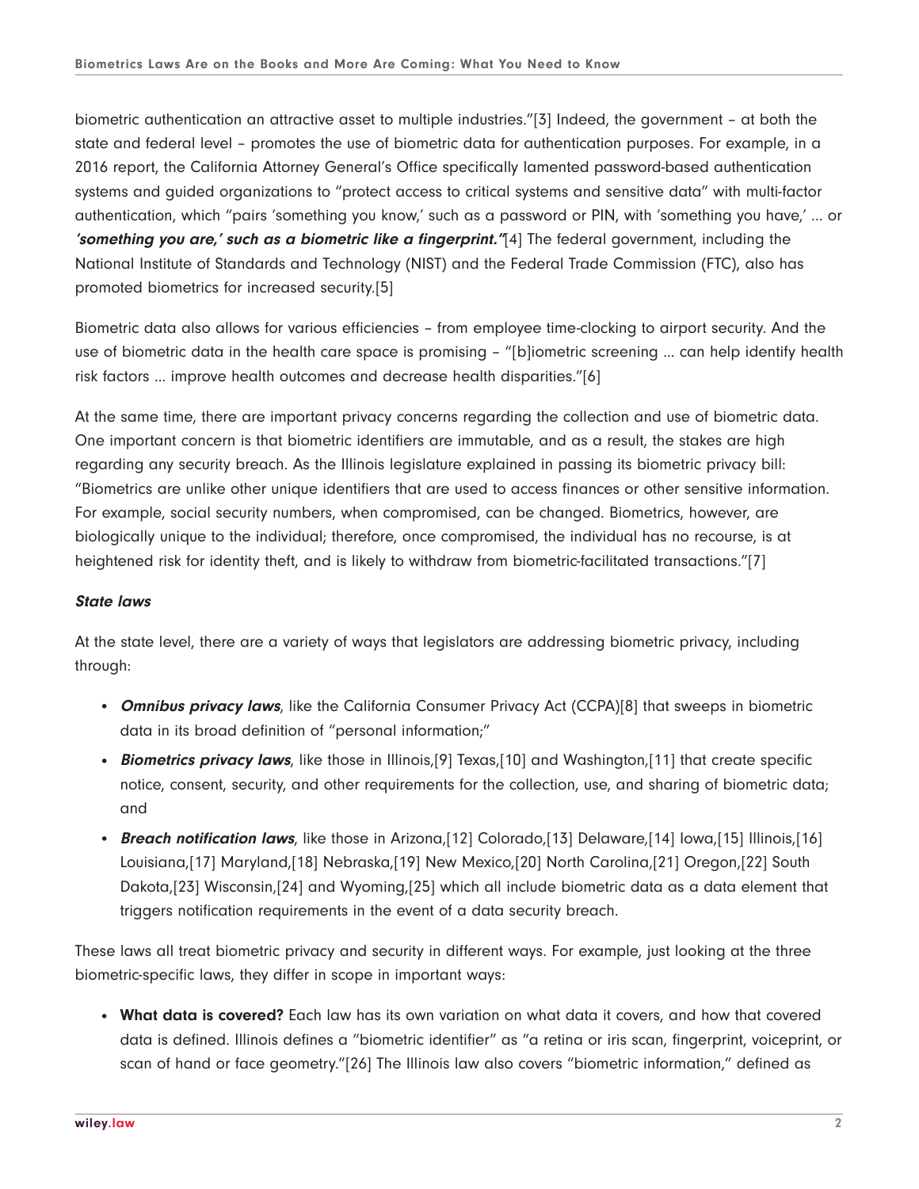biometric authentication an attractive asset to multiple industries."[3] Indeed, the government – at both the state and federal level – promotes the use of biometric data for authentication purposes. For example, in a 2016 report, the California Attorney General's Office specifically lamented password-based authentication systems and guided organizations to "protect access to critical systems and sensitive data" with multi-factor authentication, which "pairs 'something you know,' such as a password or PIN, with 'something you have,' ... or ***'something you are,' such as a biometric like a fingerprint."***[4] The federal government, including the National Institute of Standards and Technology (NIST) and the Federal Trade Commission (FTC), also has promoted biometrics for increased security.[5]

Biometric data also allows for various efficiencies – from employee time-clocking to airport security. And the use of biometric data in the health care space is promising – "[b]iometric screening ... can help identify health risk factors ... improve health outcomes and decrease health disparities."[6]

At the same time, there are important privacy concerns regarding the collection and use of biometric data. One important concern is that biometric identifiers are immutable, and as a result, the stakes are high regarding any security breach. As the Illinois legislature explained in passing its biometric privacy bill: "Biometrics are unlike other unique identifiers that are used to access finances or other sensitive information. For example, social security numbers, when compromised, can be changed. Biometrics, however, are biologically unique to the individual; therefore, once compromised, the individual has no recourse, is at heightened risk for identity theft, and is likely to withdraw from biometric-facilitated transactions."[7]

***State laws***

At the state level, there are a variety of ways that legislators are addressing biometric privacy, including through:

- ***Omnibus privacy laws***, like the California Consumer Privacy Act (CCPA)[8] that sweeps in biometric data in its broad definition of "personal information;"
- ***Biometrics privacy laws***, like those in Illinois,[9] Texas,[10] and Washington,[11] that create specific notice, consent, security, and other requirements for the collection, use, and sharing of biometric data; and
- ***Breach notification laws***, like those in Arizona,[12] Colorado,[13] Delaware,[14] Iowa,[15] Illinois,[16] Louisiana,[17] Maryland,[18] Nebraska,[19] New Mexico,[20] North Carolina,[21] Oregon,[22] South Dakota,[23] Wisconsin,[24] and Wyoming,[25] which all include biometric data as a data element that triggers notification requirements in the event of a data security breach.

These laws all treat biometric privacy and security in different ways. For example, just looking at the three biometric-specific laws, they differ in scope in important ways:

- **What data is covered?** Each law has its own variation on what data it covers, and how that covered data is defined. Illinois defines a "biometric identifier" as "a retina or iris scan, fingerprint, voiceprint, or scan of hand or face geometry."[26] The Illinois law also covers "biometric information," defined as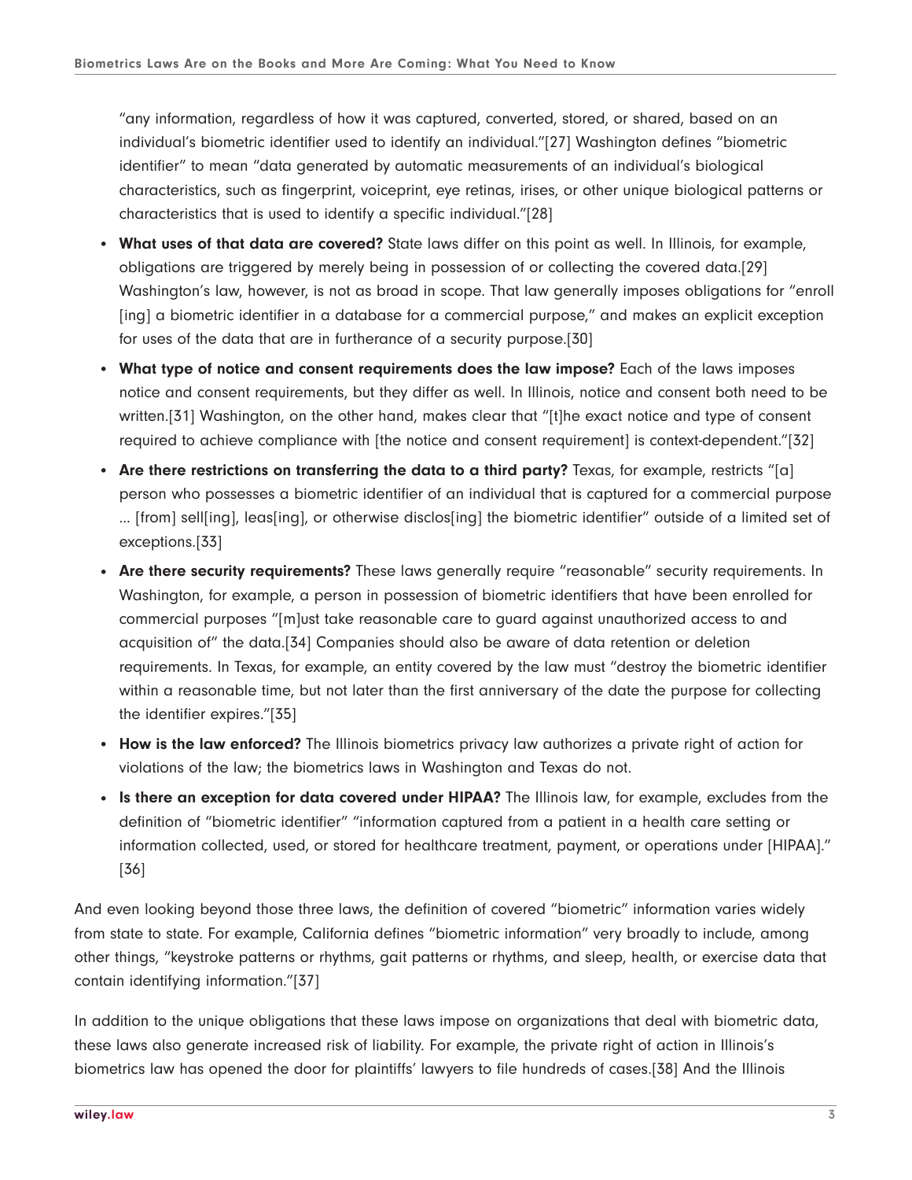“any information, regardless of how it was captured, converted, stored, or shared, based on an individual’s biometric identifier used to identify an individual.”[27] Washington defines “biometric identifier” to mean “data generated by automatic measurements of an individual’s biological characteristics, such as fingerprint, voiceprint, eye retinas, irises, or other unique biological patterns or characteristics that is used to identify a specific individual.”[28]

- **What uses of that data are covered?** State laws differ on this point as well. In Illinois, for example, obligations are triggered by merely being in possession of or collecting the covered data.[29] Washington’s law, however, is not as broad in scope. That law generally imposes obligations for “enroll [ing] a biometric identifier in a database for a commercial purpose,” and makes an explicit exception for uses of the data that are in furtherance of a security purpose.[30]
- **What type of notice and consent requirements does the law impose?** Each of the laws imposes notice and consent requirements, but they differ as well. In Illinois, notice and consent both need to be written.[31] Washington, on the other hand, makes clear that “[t]he exact notice and type of consent required to achieve compliance with [the notice and consent requirement] is context-dependent.”[32]
- **Are there restrictions on transferring the data to a third party?** Texas, for example, restricts “[a] person who possesses a biometric identifier of an individual that is captured for a commercial purpose ... [from] sell[ing], leas[ing], or otherwise disclos[ing] the biometric identifier” outside of a limited set of exceptions.[33]
- **Are there security requirements?** These laws generally require “reasonable” security requirements. In Washington, for example, a person in possession of biometric identifiers that have been enrolled for commercial purposes “[m]ust take reasonable care to guard against unauthorized access to and acquisition of” the data.[34] Companies should also be aware of data retention or deletion requirements. In Texas, for example, an entity covered by the law must “destroy the biometric identifier within a reasonable time, but not later than the first anniversary of the date the purpose for collecting the identifier expires.”[35]
- **How is the law enforced?** The Illinois biometrics privacy law authorizes a private right of action for violations of the law; the biometrics laws in Washington and Texas do not.
- **Is there an exception for data covered under HIPAA?** The Illinois law, for example, excludes from the definition of “biometric identifier” “information captured from a patient in a health care setting or information collected, used, or stored for healthcare treatment, payment, or operations under [HIPAA].” [36]

And even looking beyond those three laws, the definition of covered “biometric” information varies widely from state to state. For example, California defines “biometric information” very broadly to include, among other things, “keystroke patterns or rhythms, gait patterns or rhythms, and sleep, health, or exercise data that contain identifying information.”[37]

In addition to the unique obligations that these laws impose on organizations that deal with biometric data, these laws also generate increased risk of liability. For example, the private right of action in Illinois’s biometrics law has opened the door for plaintiffs’ lawyers to file hundreds of cases.[38] And the Illinois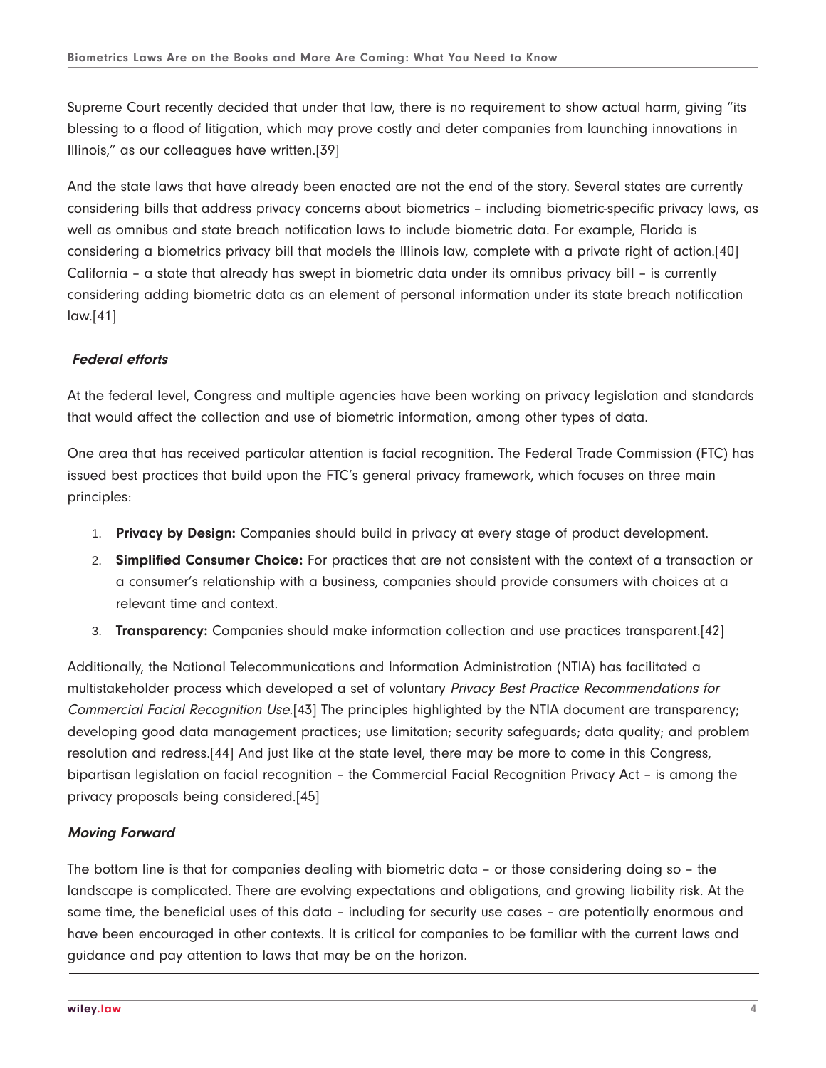Supreme Court recently decided that under that law, there is no requirement to show actual harm, giving "its blessing to a flood of litigation, which may prove costly and deter companies from launching innovations in Illinois," as our colleagues have written.[39]

And the state laws that have already been enacted are not the end of the story. Several states are currently considering bills that address privacy concerns about biometrics – including biometric-specific privacy laws, as well as omnibus and state breach notification laws to include biometric data. For example, Florida is considering a biometrics privacy bill that models the Illinois law, complete with a private right of action.[40] California – a state that already has swept in biometric data under its omnibus privacy bill – is currently considering adding biometric data as an element of personal information under its state breach notification law.[41]

### *Federal efforts*

At the federal level, Congress and multiple agencies have been working on privacy legislation and standards that would affect the collection and use of biometric information, among other types of data.

One area that has received particular attention is facial recognition. The Federal Trade Commission (FTC) has issued best practices that build upon the FTC's general privacy framework, which focuses on three main principles:

1. **Privacy by Design:** Companies should build in privacy at every stage of product development.
2. **Simplified Consumer Choice:** For practices that are not consistent with the context of a transaction or a consumer's relationship with a business, companies should provide consumers with choices at a relevant time and context.
3. **Transparency:** Companies should make information collection and use practices transparent.[42]

Additionally, the National Telecommunications and Information Administration (NTIA) has facilitated a multistakeholder process which developed a set of voluntary *Privacy Best Practice Recommendations for Commercial Facial Recognition Use*.[43] The principles highlighted by the NTIA document are transparency; developing good data management practices; use limitation; security safeguards; data quality; and problem resolution and redress.[44] And just like at the state level, there may be more to come in this Congress, bipartisan legislation on facial recognition – the Commercial Facial Recognition Privacy Act – is among the privacy proposals being considered.[45]

### *Moving Forward*

The bottom line is that for companies dealing with biometric data – or those considering doing so – the landscape is complicated. There are evolving expectations and obligations, and growing liability risk. At the same time, the beneficial uses of this data – including for security use cases – are potentially enormous and have been encouraged in other contexts. It is critical for companies to be familiar with the current laws and guidance and pay attention to laws that may be on the horizon.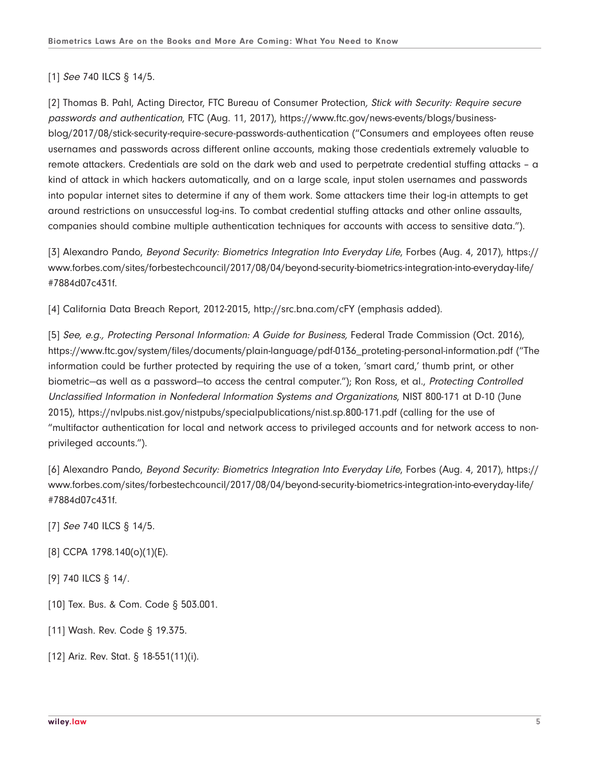[1] *See* 740 ILCS § 14/5.

[2] Thomas B. Pahl, Acting Director, FTC Bureau of Consumer Protection*, Stick with Security: Require secure passwords and authentication*, FTC (Aug. 11, 2017), https://www.ftc.gov/news-events/blogs/business-blog/2017/08/stick-security-require-secure-passwords-authentication ("Consumers and employees often reuse usernames and passwords across different online accounts, making those credentials extremely valuable to remote attackers. Credentials are sold on the dark web and used to perpetrate credential stuffing attacks – a kind of attack in which hackers automatically, and on a large scale, input stolen usernames and passwords into popular internet sites to determine if any of them work. Some attackers time their log-in attempts to get around restrictions on unsuccessful log-ins. To combat credential stuffing attacks and other online assaults, companies should combine multiple authentication techniques for accounts with access to sensitive data.").

[3] Alexandro Pando, *Beyond Security: Biometrics Integration Into Everyday Life*, Forbes (Aug. 4, 2017), https://www.forbes.com/sites/forbestechcouncil/2017/08/04/beyond-security-biometrics-integration-into-everyday-life/#7884d07c431f.

[4] California Data Breach Report, 2012-2015, http://src.bna.com/cFY (emphasis added).

[5] *See, e.g., Protecting Personal Information: A Guide for Business,* Federal Trade Commission (Oct. 2016), https://www.ftc.gov/system/files/documents/plain-language/pdf-0136_proteting-personal-information.pdf ("The information could be further protected by requiring the use of a token, 'smart card,' thumb print, or other biometric—as well as a password—to access the central computer."); Ron Ross, et al., *Protecting Controlled Unclassified Information in Nonfederal Information Systems and Organizations*, NIST 800-171 at D-10 (June 2015), https://nvlpubs.nist.gov/nistpubs/specialpublications/nist.sp.800-171.pdf (calling for the use of "multifactor authentication for local and network access to privileged accounts and for network access to non-privileged accounts.").

[6] Alexandro Pando, *Beyond Security: Biometrics Integration Into Everyday Life*, Forbes (Aug. 4, 2017), https://www.forbes.com/sites/forbestechcouncil/2017/08/04/beyond-security-biometrics-integration-into-everyday-life/#7884d07c431f.

[7] *See* 740 ILCS § 14/5.

[8] CCPA 1798.140(o)(1)(E).

[9] 740 ILCS § 14/.

[10] Tex. Bus. & Com. Code § 503.001.

[11] Wash. Rev. Code § 19.375.

[12] Ariz. Rev. Stat. § 18-551(11)(i).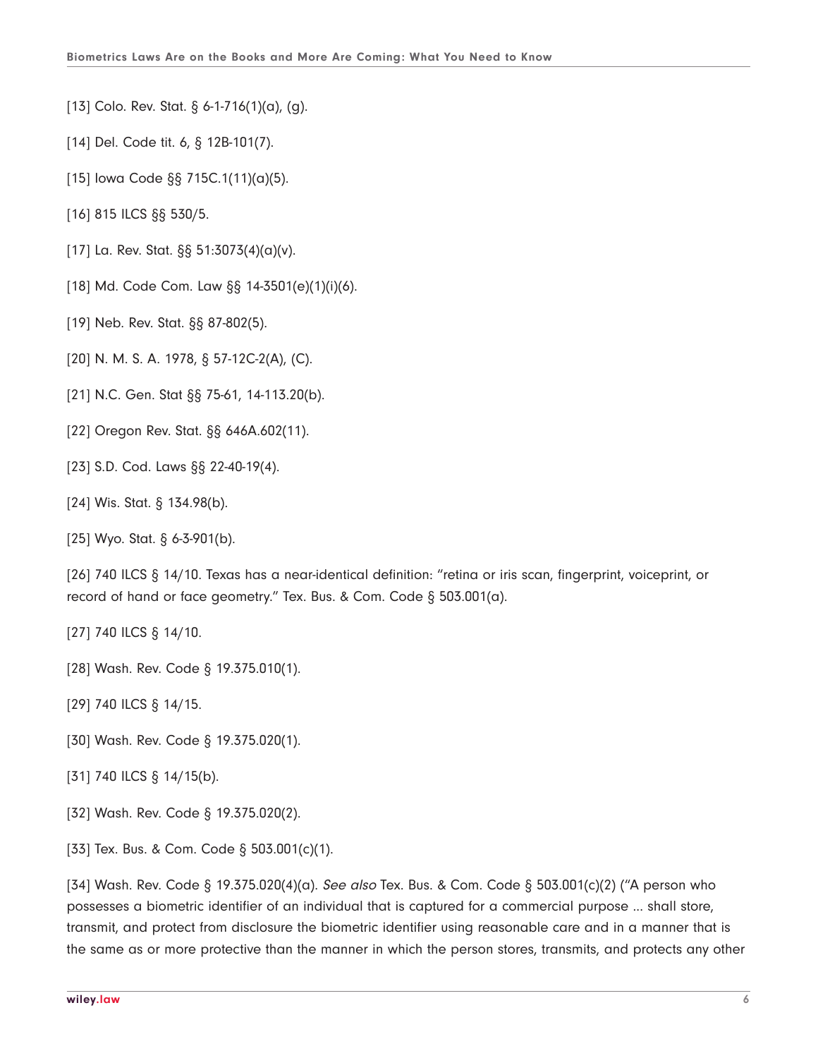[13] Colo. Rev. Stat. § 6-1-716(1)(a), (g).

[14] Del. Code tit. 6, § 12B-101(7).

[15] Iowa Code §§ 715C.1(11)(a)(5).

[16] 815 ILCS §§ 530/5.

[17] La. Rev. Stat. §§ 51:3073(4)(a)(v).

[18] Md. Code Com. Law §§ 14-3501(e)(1)(i)(6).

[19] Neb. Rev. Stat. §§ 87-802(5).

[20] N. M. S. A. 1978, § 57-12C-2(A), (C).

[21] N.C. Gen. Stat §§ 75-61, 14-113.20(b).

[22] Oregon Rev. Stat. §§ 646A.602(11).

[23] S.D. Cod. Laws §§ 22-40-19(4).

[24] Wis. Stat. § 134.98(b).

[25] Wyo. Stat. § 6-3-901(b).

[26] 740 ILCS § 14/10. Texas has a near-identical definition: "retina or iris scan, fingerprint, voiceprint, or record of hand or face geometry." Tex. Bus. & Com. Code § 503.001(a).

[27] 740 ILCS § 14/10.

[28] Wash. Rev. Code § 19.375.010(1).

[29] 740 ILCS § 14/15.

[30] Wash. Rev. Code § 19.375.020(1).

[31] 740 ILCS § 14/15(b).

[32] Wash. Rev. Code § 19.375.020(2).

[33] Tex. Bus. & Com. Code § 503.001(c)(1).

[34] Wash. Rev. Code § 19.375.020(4)(a). *See also* Tex. Bus. & Com. Code § 503.001(c)(2) ("A person who possesses a biometric identifier of an individual that is captured for a commercial purpose ... shall store, transmit, and protect from disclosure the biometric identifier using reasonable care and in a manner that is the same as or more protective than the manner in which the person stores, transmits, and protects any other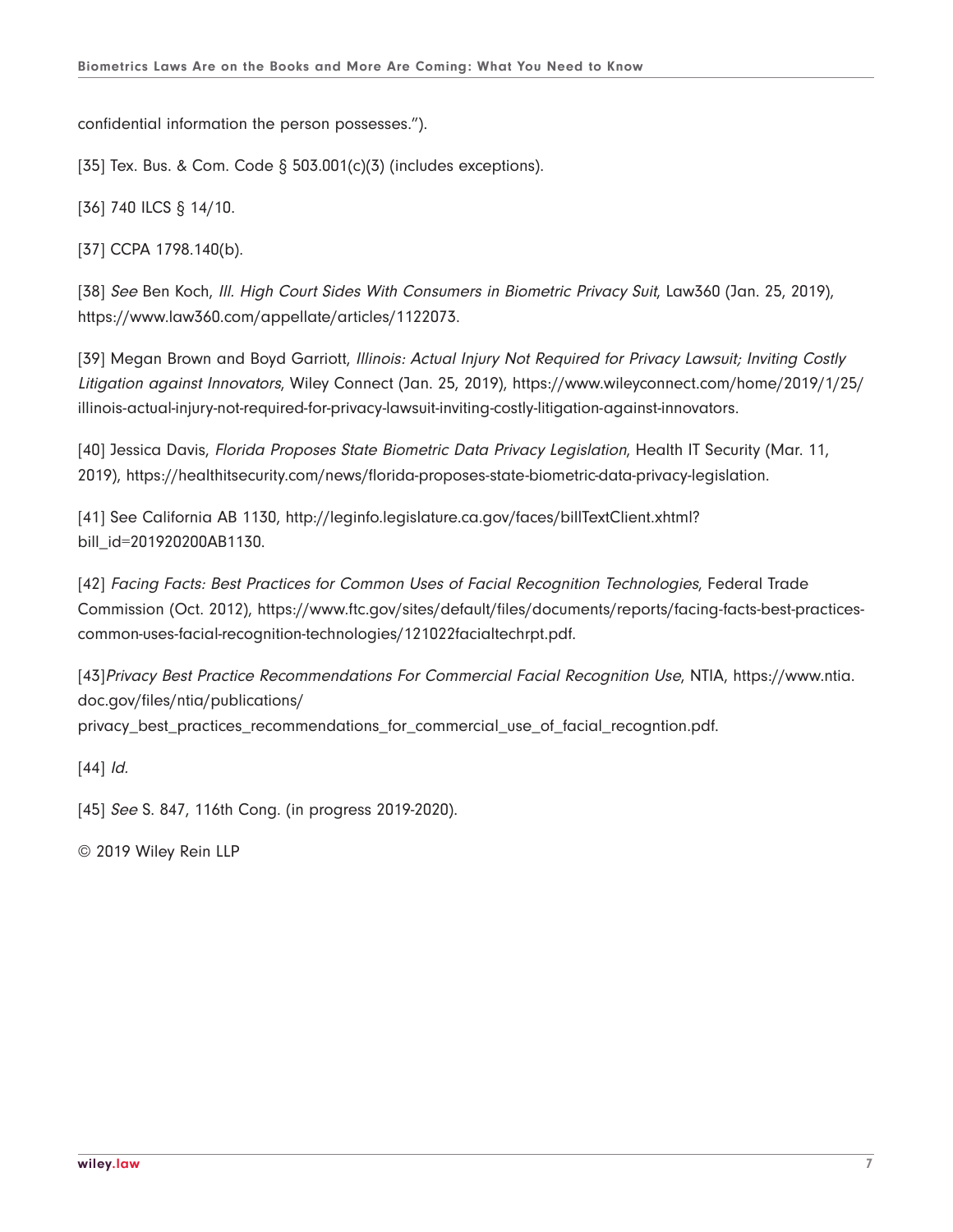confidential information the person possesses.").

[35] Tex. Bus. & Com. Code § 503.001(c)(3) (includes exceptions).

[36] 740 ILCS § 14/10.

[37] CCPA 1798.140(b).

[38] *See* Ben Koch, *Ill. High Court Sides With Consumers in Biometric Privacy Suit*, Law360 (Jan. 25, 2019), https://www.law360.com/appellate/articles/1122073.

[39] Megan Brown and Boyd Garriott, *Illinois: Actual Injury Not Required for Privacy Lawsuit; Inviting Costly Litigation against Innovators*, Wiley Connect (Jan. 25, 2019), https://www.wileyconnect.com/home/2019/1/25/illinois-actual-injury-not-required-for-privacy-lawsuit-inviting-costly-litigation-against-innovators.

[40] Jessica Davis, *Florida Proposes State Biometric Data Privacy Legislation*, Health IT Security (Mar. 11, 2019), https://healthitsecurity.com/news/florida-proposes-state-biometric-data-privacy-legislation.

[41] See California AB 1130, http://leginfo.legislature.ca.gov/faces/billTextClient.xhtml?bill_id=201920200AB1130.

[42] *Facing Facts: Best Practices for Common Uses of Facial Recognition Technologies*, Federal Trade Commission (Oct. 2012), https://www.ftc.gov/sites/default/files/documents/reports/facing-facts-best-practices-common-uses-facial-recognition-technologies/121022facialtechrpt.pdf.

[43]*Privacy Best Practice Recommendations For Commercial Facial Recognition Use*, NTIA, https://www.ntia.doc.gov/files/ntia/publications/privacy_best_practices_recommendations_for_commercial_use_of_facial_recogntion.pdf.

[44] *Id.*

[45] *See* S. 847, 116th Cong. (in progress 2019-2020).

© 2019 Wiley Rein LLP